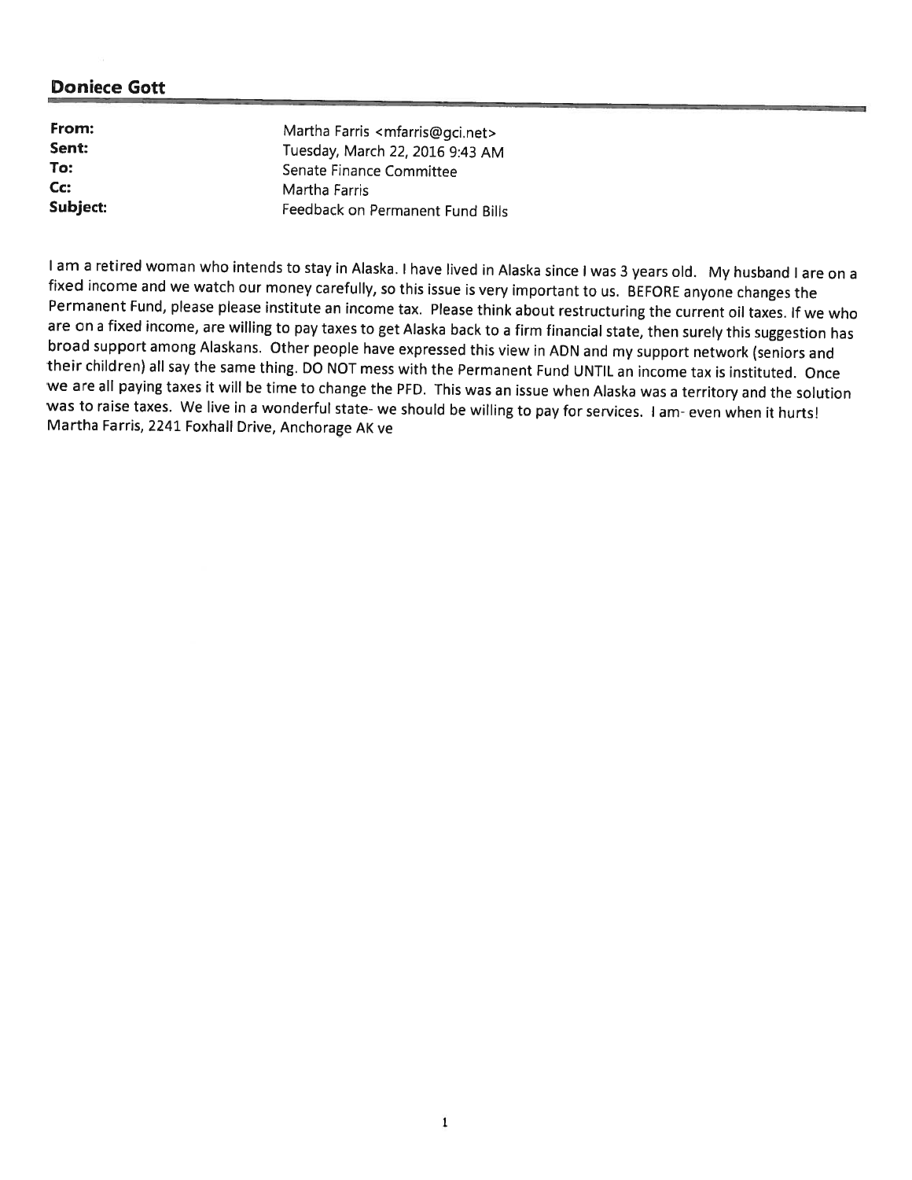## Doniece Gott

| | |
|---|---|
| **From:** | Martha Farris <mfarris@gci.net> |
| **Sent:** | Tuesday, March 22, 2016 9:43 AM |
| **To:** | Senate Finance Committee |
| **Cc:** | Martha Farris |
| **Subject:** | Feedback on Permanent Fund Bills |

I am a retired woman who intends to stay in Alaska. I have lived in Alaska since I was 3 years old. My husband I are on a fixed income and we watch our money carefully, so this issue is very important to us. BEFORE anyone changes the Permanent Fund, please please institute an income tax. Please think about restructuring the current oil taxes. If we who are on a fixed income, are willing to pay taxes to get Alaska back to a firm financial state, then surely this suggestion has broad support among Alaskans. Other people have expressed this view in ADN and my support network (seniors and their children) all say the same thing. DO NOT mess with the Permanent Fund UNTIL an income tax is instituted. Once we are all paying taxes it will be time to change the PFD. This was an issue when Alaska was a territory and the solution was to raise taxes. We live in a wonderful state- we should be willing to pay for services. I am- even when it hurts!
Martha Farris, 2241 Foxhall Drive, Anchorage AK ve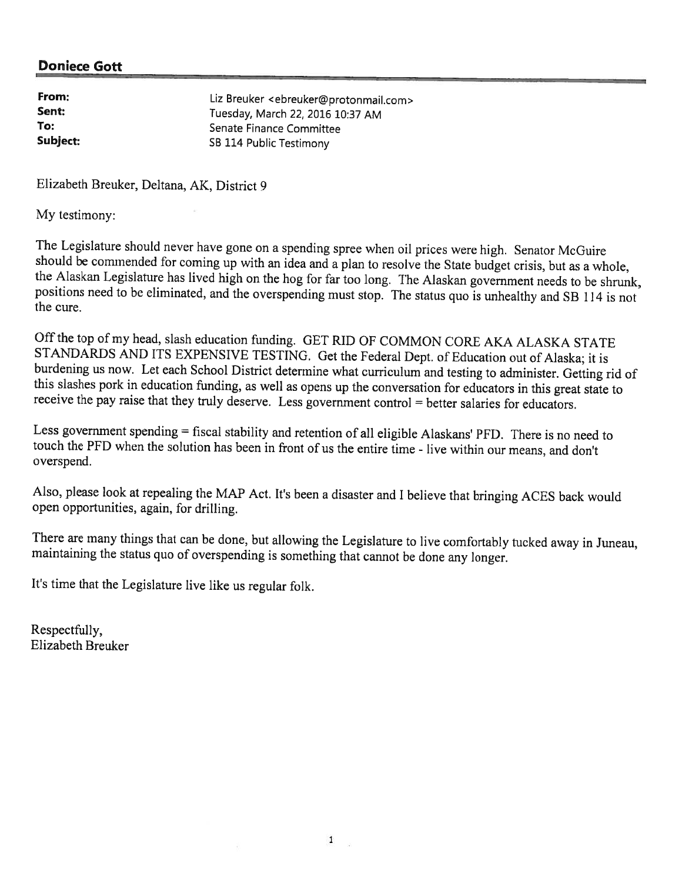**Doniece Gott**

| | |
|---|---|
| **From:** | Liz Breuker <ebreuker@protonmail.com> |
| **Sent:** | Tuesday, March 22, 2016 10:37 AM |
| **To:** | Senate Finance Committee |
| **Subject:** | SB 114 Public Testimony |

Elizabeth Breuker, Deltana, AK, District 9

My testimony:

The Legislature should never have gone on a spending spree when oil prices were high. Senator McGuire should be commended for coming up with an idea and a plan to resolve the State budget crisis, but as a whole, the Alaskan Legislature has lived high on the hog for far too long. The Alaskan government needs to be shrunk, positions need to be eliminated, and the overspending must stop. The status quo is unhealthy and SB 114 is not the cure.

Off the top of my head, slash education funding. GET RID OF COMMON CORE AKA ALASKA STATE STANDARDS AND ITS EXPENSIVE TESTING. Get the Federal Dept. of Education out of Alaska; it is burdening us now. Let each School District determine what curriculum and testing to administer. Getting rid of this slashes pork in education funding, as well as opens up the conversation for educators in this great state to receive the pay raise that they truly deserve. Less government control = better salaries for educators.

Less government spending = fiscal stability and retention of all eligible Alaskans' PFD. There is no need to touch the PFD when the solution has been in front of us the entire time - live within our means, and don't overspend.

Also, please look at repealing the MAP Act. It's been a disaster and I believe that bringing ACES back would open opportunities, again, for drilling.

There are many things that can be done, but allowing the Legislature to live comfortably tucked away in Juneau, maintaining the status quo of overspending is something that cannot be done any longer.

It's time that the Legislature live like us regular folk.

Respectfully,
Elizabeth Breuker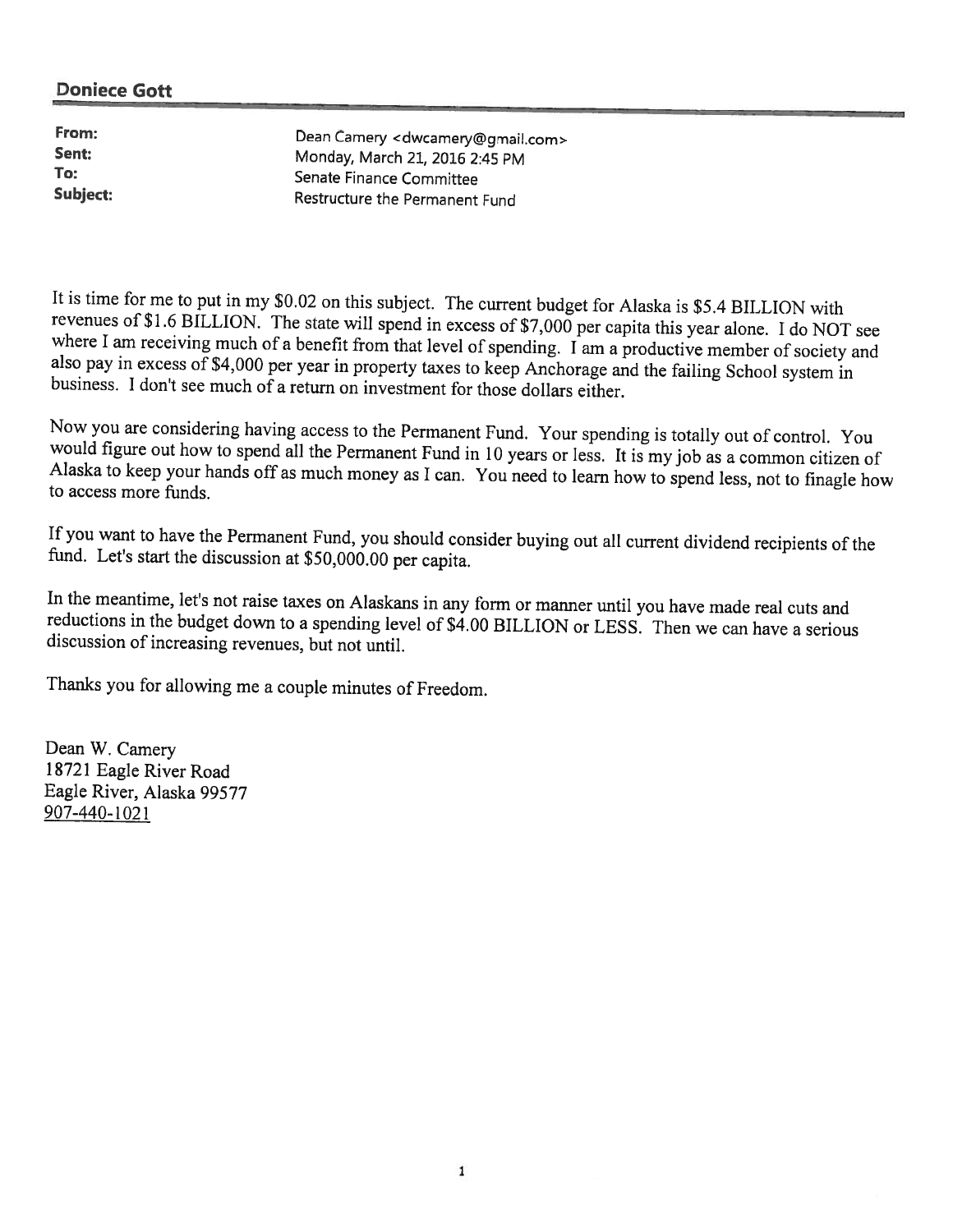**Doniece Gott**

| | |
|---|---|
| **From:** | Dean Camery <dwcamery@gmail.com> |
| **Sent:** | Monday, March 21, 2016 2:45 PM |
| **To:** | Senate Finance Committee |
| **Subject:** | Restructure the Permanent Fund |

It is time for me to put in my $0.02 on this subject. The current budget for Alaska is $5.4 BILLION with revenues of $1.6 BILLION. The state will spend in excess of $7,000 per capita this year alone. I do NOT see where I am receiving much of a benefit from that level of spending. I am a productive member of society and also pay in excess of $4,000 per year in property taxes to keep Anchorage and the failing School system in business. I don't see much of a return on investment for those dollars either.

Now you are considering having access to the Permanent Fund. Your spending is totally out of control. You would figure out how to spend all the Permanent Fund in 10 years or less. It is my job as a common citizen of Alaska to keep your hands off as much money as I can. You need to learn how to spend less, not to finagle how to access more funds.

If you want to have the Permanent Fund, you should consider buying out all current dividend recipients of the fund. Let's start the discussion at $50,000.00 per capita.

In the meantime, let's not raise taxes on Alaskans in any form or manner until you have made real cuts and reductions in the budget down to a spending level of $4.00 BILLION or LESS. Then we can have a serious discussion of increasing revenues, but not until.

Thanks you for allowing me a couple minutes of Freedom.

Dean W. Camery
18721 Eagle River Road
Eagle River, Alaska 99577
907-440-1021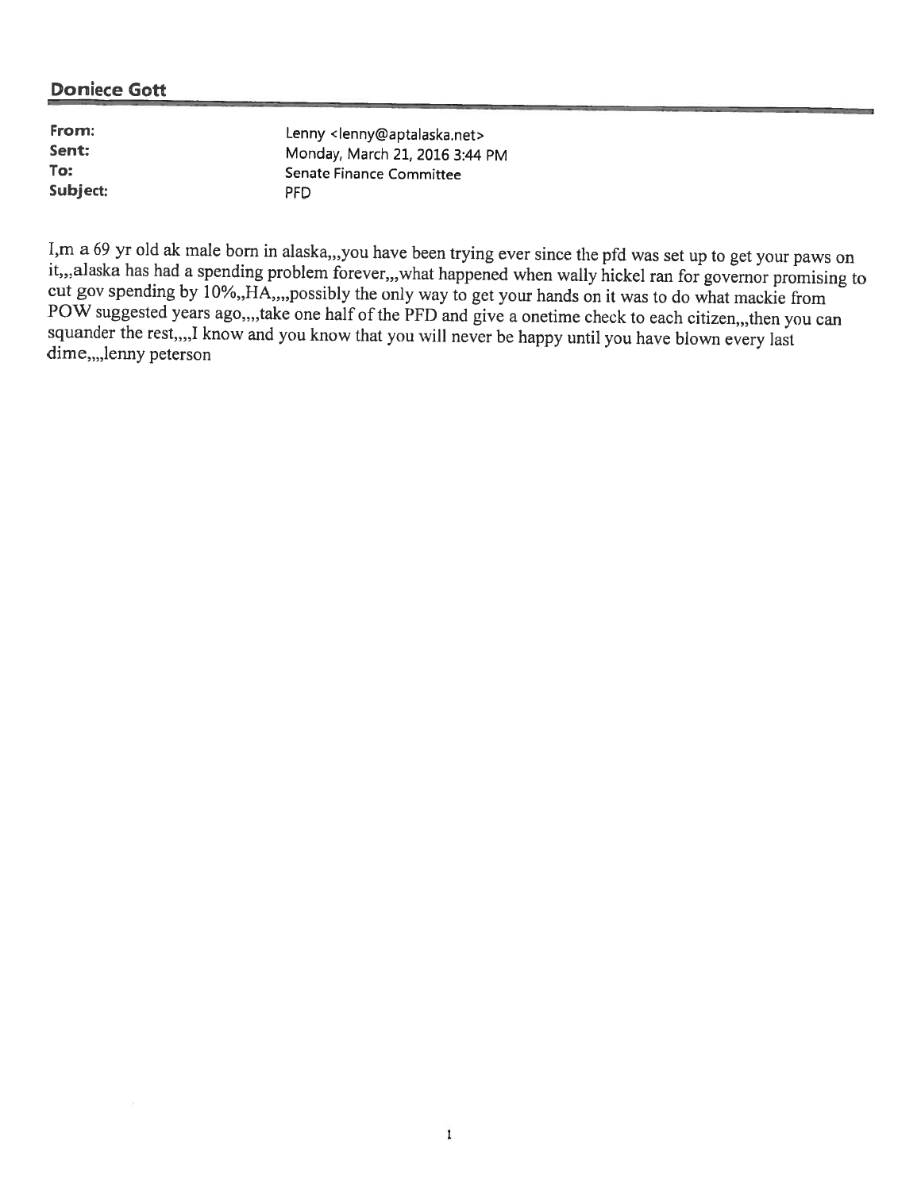**Doniece Gott**

| | |
|---|---|
| **From:** | Lenny <lenny@aptalaska.net> |
| **Sent:** | Monday, March 21, 2016 3:44 PM |
| **To:** | Senate Finance Committee |
| **Subject:** | PFD |

I,m a 69 yr old ak male born in alaska,,,you have been trying ever since the pfd was set up to get your paws on it,,.alaska has had a spending problem forever,,,what happened when wally hickel ran for governor promising to cut gov spending by 10%,,HA,,,,possibly the only way to get your hands on it was to do what mackie from POW suggested years ago,,,,take one half of the PFD and give a onetime check to each citizen,,,then you can squander the rest,,,,I know and you know that you will never be happy until you have blown every last dime,,,,lenny peterson